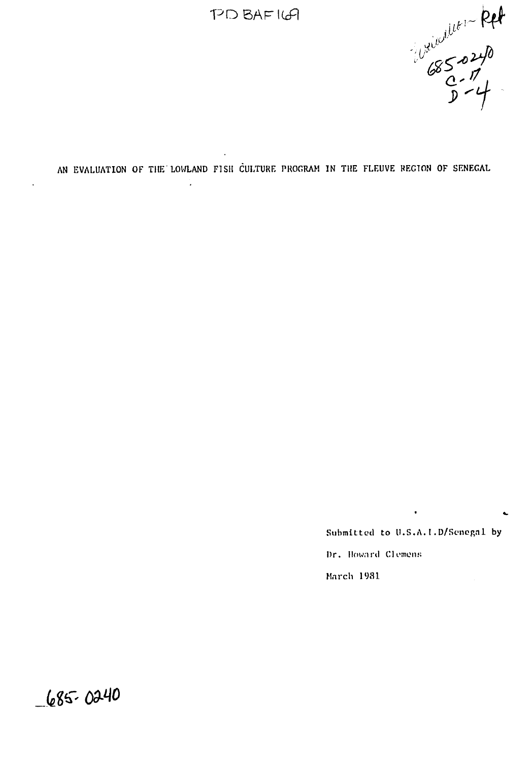PD BAF169

Evaluation Rpt
685-0240
C-17
D-4

# AN EVALUATION OF THE LOWLAND FISH CULTURE PROGRAM IN THE FLEUVE REGION OF SENEGAL

Submitted to U.S.A.I.D/Senegal by

Dr. Howard Clemens

March 1981

685-0240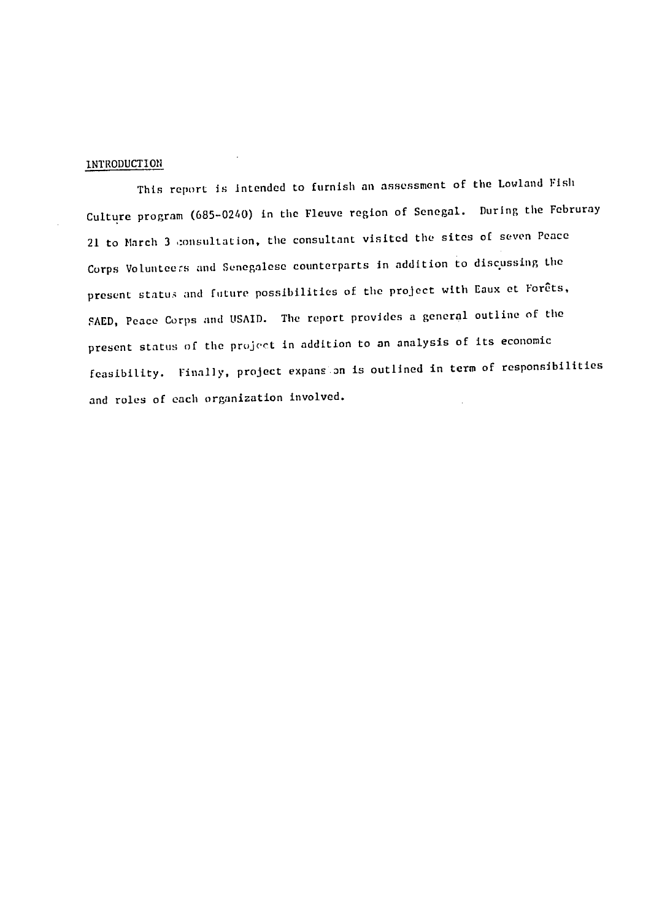## INTRODUCTION

This report is intended to furnish an assessment of the Lowland Fish Culture program (685-0240) in the Fleuve region of Senegal. During the Februray 21 to March 3 consultation, the consultant visited the sites of seven Peace Corps Volunteers and Senegalese counterparts in addition to discussing the present status and future possibilities of the project with Eaux et Forêts, SAED, Peace Corps and USAID. The report provides a general outline of the present status of the project in addition to an analysis of its economic feasibility. Finally, project expansion is outlined in term of responsibilities and roles of each organization involved.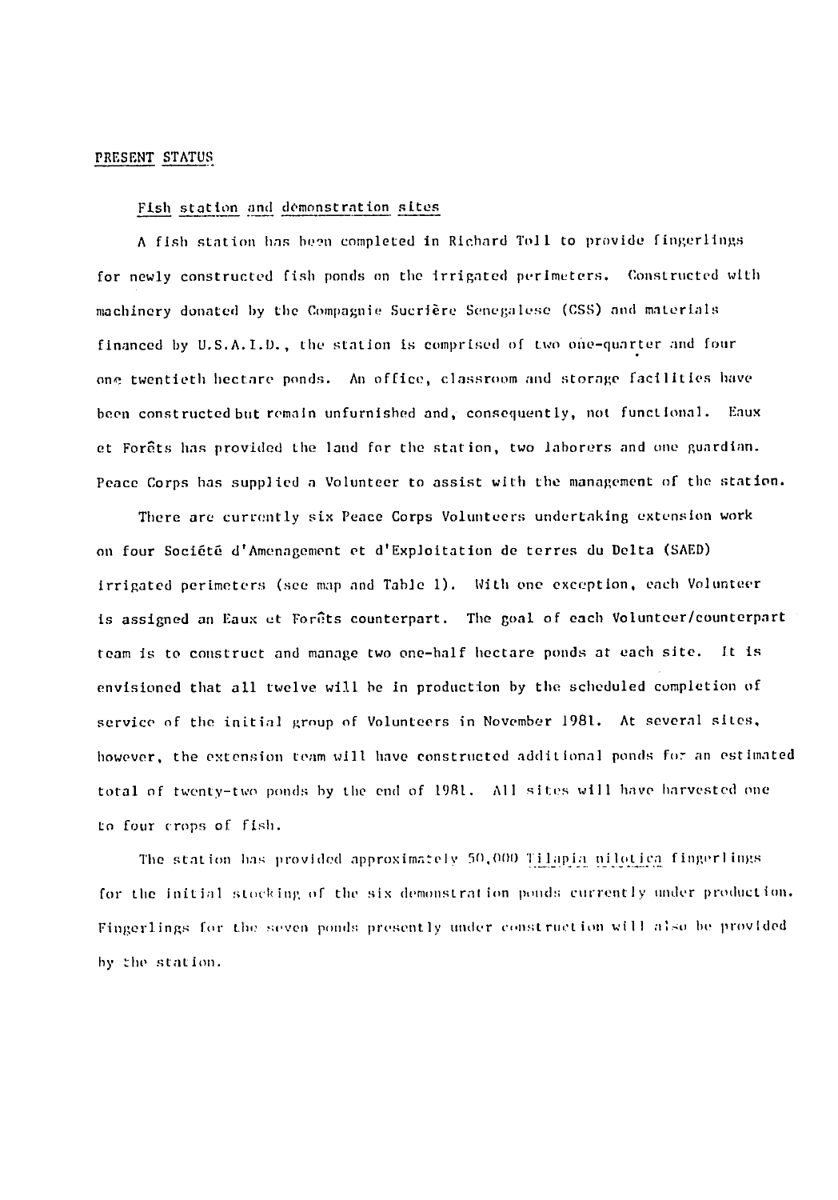## PRESENT STATUS

### Fish station and demonstration sites

A fish station has been completed in Richard Toll to provide fingerlings for newly constructed fish ponds on the irrigated perimeters. Constructed with machinery donated by the Compagnie Sucrière Senegalese (CSS) and materials financed by U.S.A.I.D., the station is comprised of two one-quarter and four one twentieth hectare ponds. An office, classroom and storage facilities have been constructed but remain unfurnished and, consequently, not functional. Eaux et Forêts has provided the land for the station, two laborers and one guardian. Peace Corps has supplied a Volunteer to assist with the management of the station.

There are currently six Peace Corps Volunteers undertaking extension work on four Société d'Amenagement et d'Exploitation de terres du Delta (SAED) irrigated perimeters (see map and Table 1). With one exception, each Volunteer is assigned an Eaux et Forêts counterpart. The goal of each Volunteer/counterpart team is to construct and manage two one-half hectare ponds at each site. It is envisioned that all twelve will be in production by the scheduled completion of service of the initial group of Volunteers in November 1981. At several sites, however, the extension team will have constructed additional ponds for an estimated total of twenty-two ponds by the end of 1981. All sites will have harvested one to four crops of fish.

The station has provided approximately 50,000 *Tilapia nilotica* fingerlings for the initial stocking of the six demonstration ponds currently under production. Fingerlings for the seven ponds presently under construction will also be provided by the station.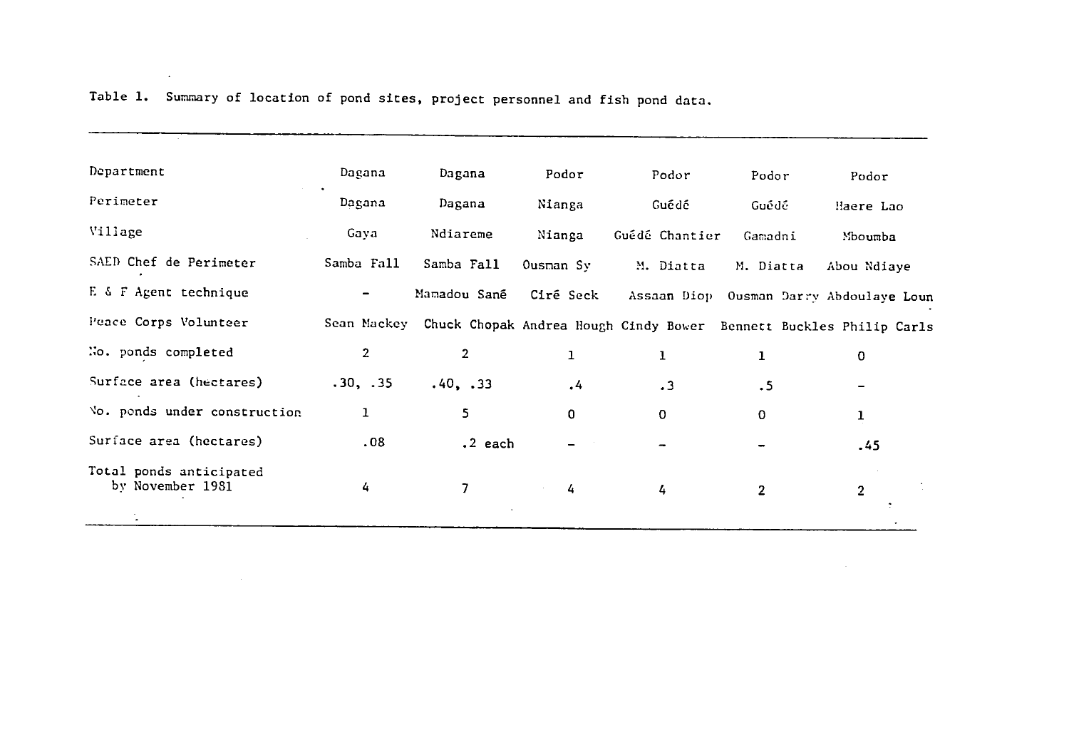Table 1. Summary of location of pond sites, project personnel and fish pond data.

| Department | Dagana | Dagana | Podor | Podor | Podor | Podor |
|---|---|---|---|---|---|---|
| Perimeter | Dagana | Dagana | Nianga | Guédé | Guédé | Haere Lao |
| Village | Gaya | Ndiareme | Nianga | Guédé Chantier | Gamadni | Mboumba |
| SAED Chef de Perimeter | Samba Fall | Samba Fall | Ousman Sy | M. Diatta | M. Diatta | Abou Ndiaye |
| E & F Agent technique | - | Mamadou Sané | Ciré Seck | Assaan Diop | Ousman Darry | Abdoulaye Loun |
| Peace Corps Volunteer | Sean Mackey | Chuck Chopak | Andrea Hough | Cindy Bower | Bennett Buckles | Philip Carls |
| No. ponds completed | 2 | 2 | 1 | 1 | 1 | 0 |
| Surface area (hectares) | .30, .35 | .40, .33 | .4 | .3 | .5 | - |
| No. ponds under construction | 1 | 5 | 0 | 0 | 0 | 1 |
| Surface area (hectares) | .08 | .2 each | - | - | - | .45 |
| Total ponds anticipated by November 1981 | 4 | 7 | 4 | 4 | 2 | 2 |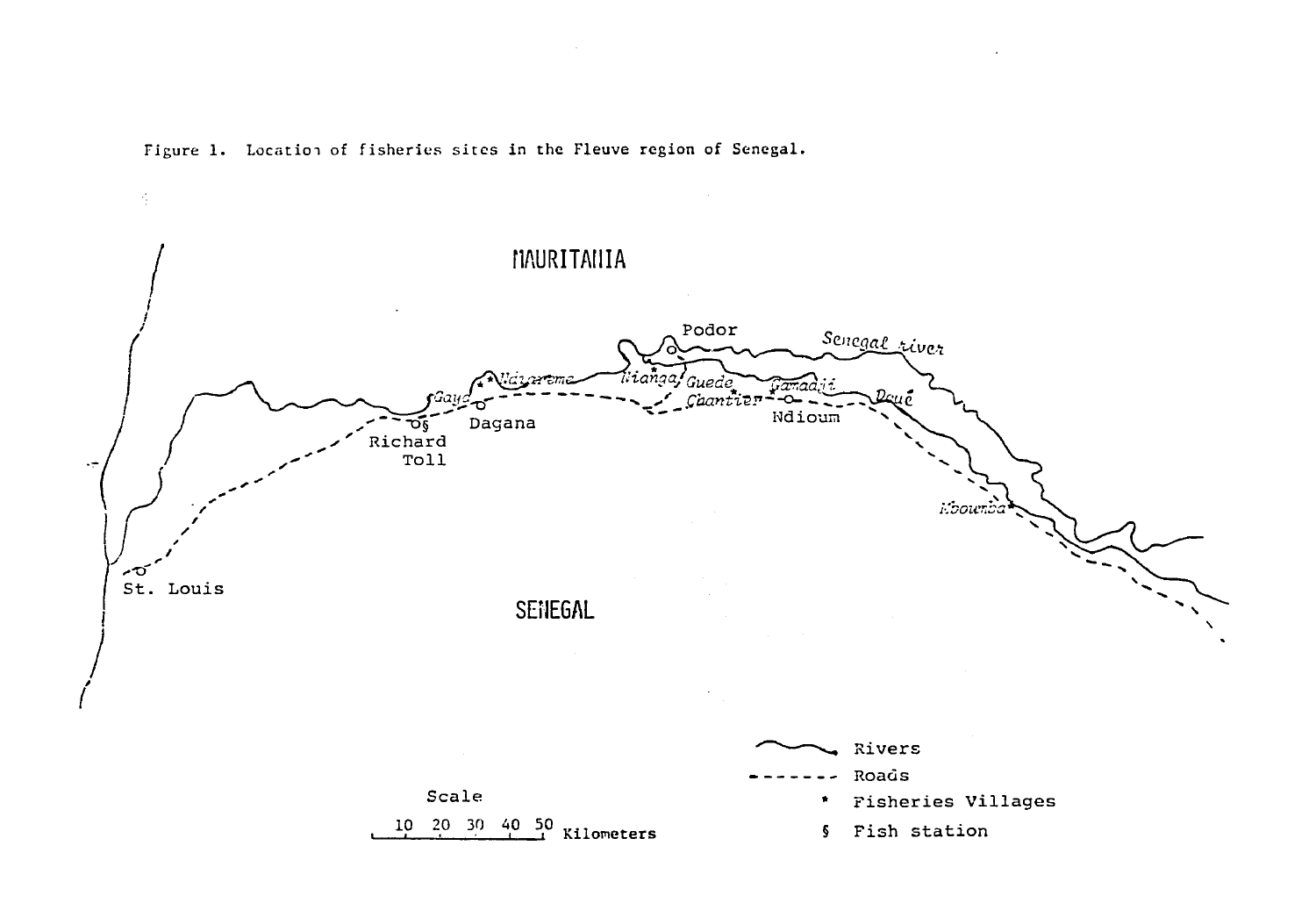Figure 1. Location of fisheries sites in the Fleuve region of Senegal.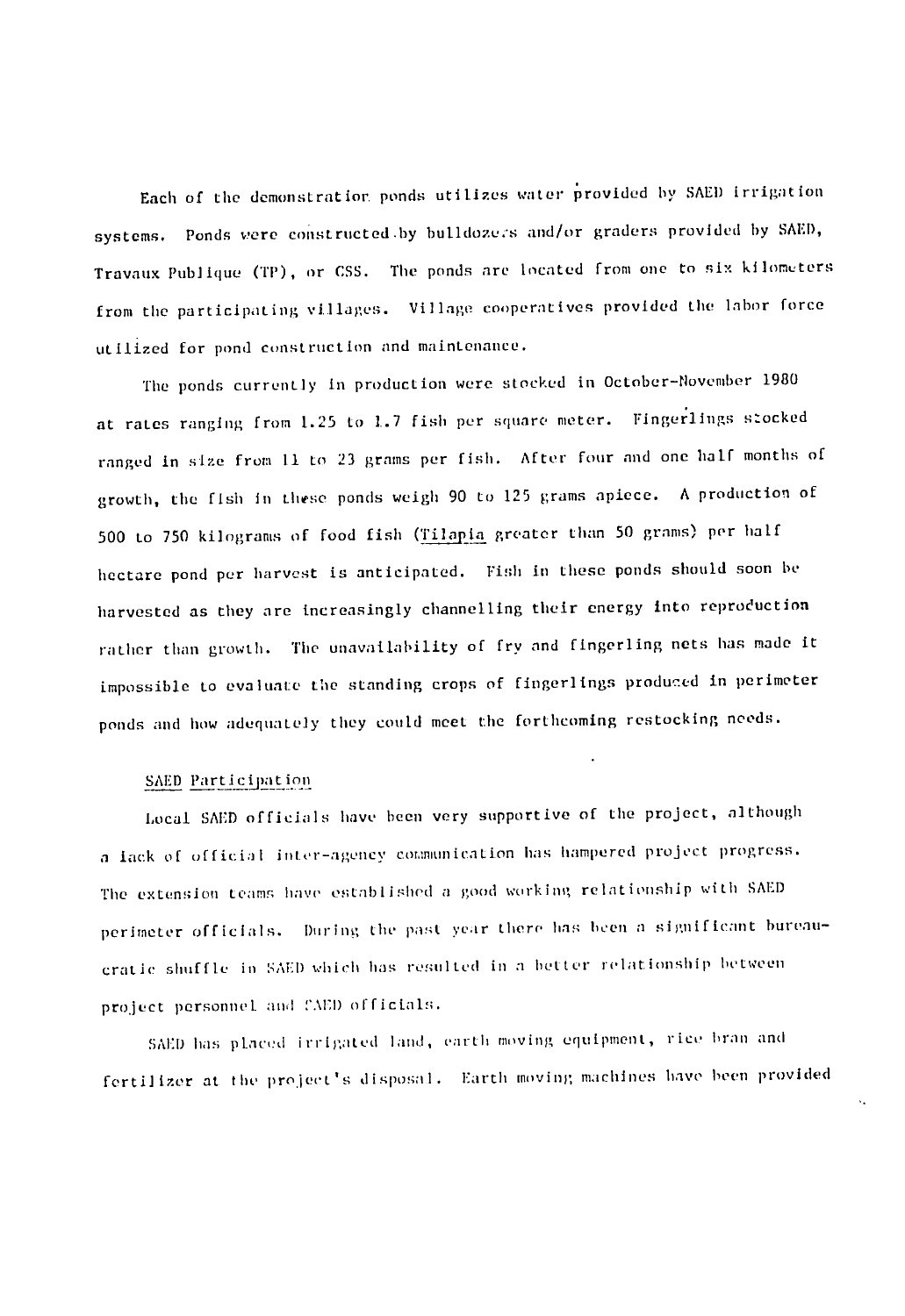Each of the demonstration ponds utilizes water provided by SAED irrigation systems. Ponds were constructed by bulldozers and/or graders provided by SAED, Travaux Publique (TP), or CSS. The ponds are located from one to six kilometers from the participating villages. Village cooperatives provided the labor force utilized for pond construction and maintenance.

The ponds currently in production were stocked in October-November 1980 at rates ranging from 1.25 to 1.7 fish per square meter. Fingerlings stocked ranged in size from 11 to 23 grams per fish. After four and one half months of growth, the fish in these ponds weigh 90 to 125 grams apiece. A production of 500 to 750 kilograms of food fish (*Tilapia* greater than 50 grams) per half hectare pond per harvest is anticipated. Fish in these ponds should soon be harvested as they are increasingly channelling their energy into reproduction rather than growth. The unavailability of fry and fingerling nets has made it impossible to evaluate the standing crops of fingerlings produced in perimeter ponds and how adequately they could meet the forthcoming restocking needs.

## SAED Participation

Local SAED officials have been very supportive of the project, although a lack of official inter-agency communication has hampered project progress. The extension teams have established a good working relationship with SAED perimeter officials. During the past year there has been a significant bureaucratic shuffle in SAED which has resulted in a better relationship between project personnel and SAED officials.

SAED has placed irrigated land, earth moving equipment, rice bran and fertilizer at the project's disposal. Earth moving machines have been provided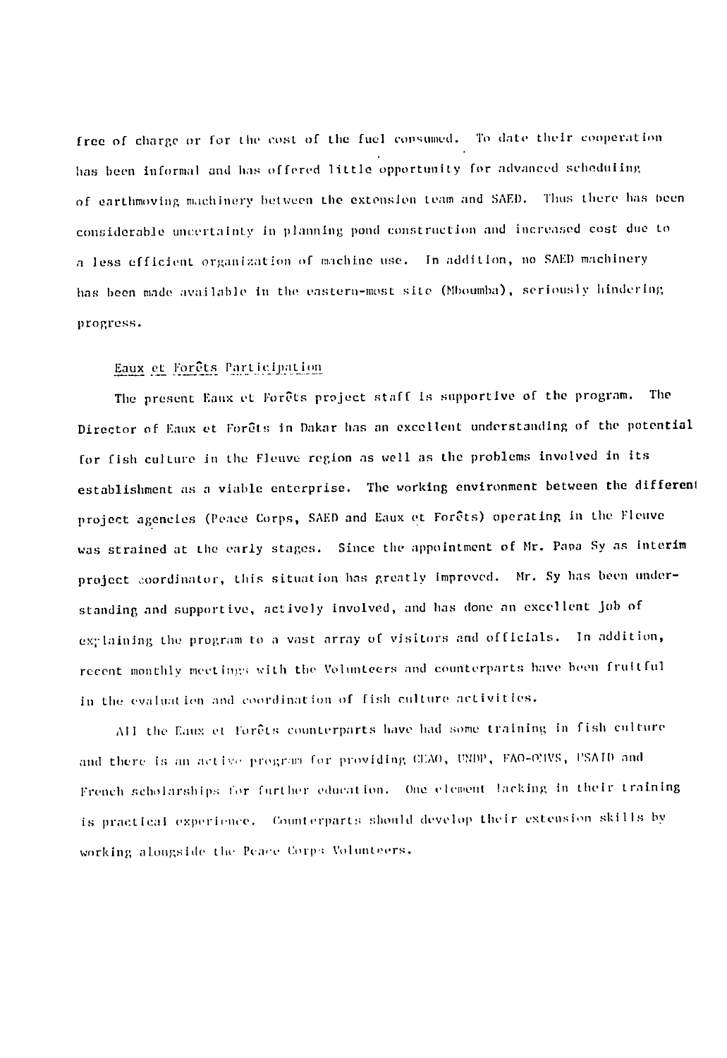free of charge or for the cost of the fuel consumed. To date their cooperation has been informal and has offered little opportunity for advanced scheduling of earthmoving machinery between the extension team and SAED. Thus there has been considerable uncertainty in planning pond construction and increased cost due to a less efficient organization of machine use. In addition, no SAED machinery has been made available in the eastern-most site (Mboumba), seriously hindering progress.

## Eaux et Forêts Participation

The present Eaux et Forêts project staff is supportive of the program. The Director of Eaux et Forêts in Dakar has an excellent understanding of the potential for fish culture in the Fleuve region as well as the problems involved in its establishment as a viable enterprise. The working environment between the different project agencies (Peace Corps, SAED and Eaux et Forêts) operating in the Fleuve was strained at the early stages. Since the appointment of Mr. Papa Sy as interim project coordinator, this situation has greatly improved. Mr. Sy has been understanding and supportive, actively involved, and has done an excellent job of explaining the program to a vast array of visitors and officials. In addition, recent monthly meetings with the Volunteers and counterparts have been fruitful in the evaluation and coordination of fish culture activities.

All the Eaux et Forêts counterparts have had some training in fish culture and there is an active program for providing CEAO, UNDP, FAO-OMVS, USAID and French scholarships for further education. One element lacking in their training is practical experience. Counterparts should develop their extension skills by working alongside the Peace Corps Volunteers.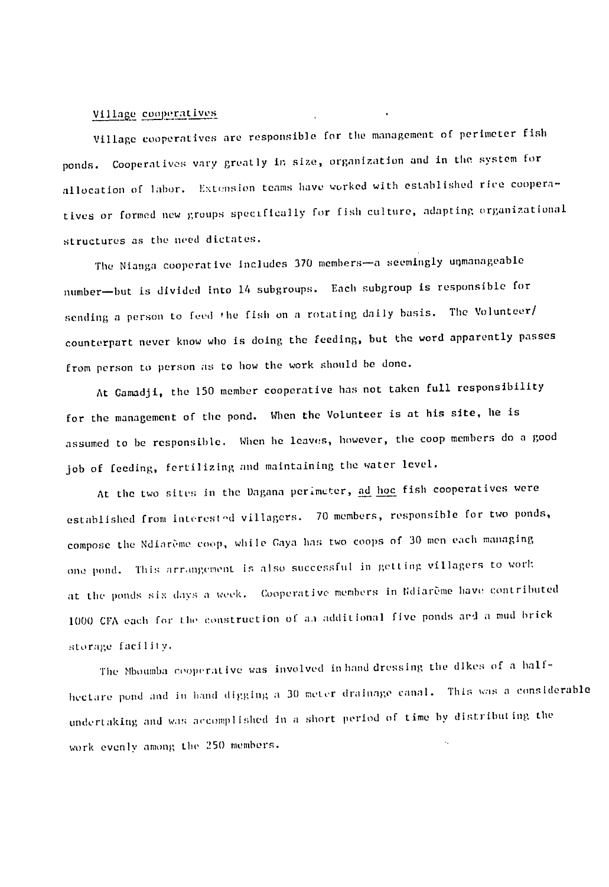Village cooperatives

Village cooperatives are responsible for the management of perimeter fish ponds. Cooperatives vary greatly in size, organization and in the system for allocation of labor. Extension teams have worked with established rice cooperatives or formed new groups specifically for fish culture, adapting organizational structures as the need dictates.

The Nianga cooperative includes 370 members—a seemingly unmanageable number—but is divided into 14 subgroups. Each subgroup is responsible for sending a person to feed the fish on a rotating daily basis. The Volunteer/counterpart never know who is doing the feeding, but the word apparently passes from person to person as to how the work should be done.

At Gamadji, the 150 member cooperative has not taken full responsibility for the management of the pond. When the Volunteer is at his site, he is assumed to be responsible. When he leaves, however, the coop members do a good job of feeding, fertilizing and maintaining the water level.

At the two sites in the Dagana perimeter, _ad hoc_ fish cooperatives were established from interested villagers. 70 members, responsible for two ponds, compose the Ndiarème coop, while Gaya has two coops of 30 men each managing one pond. This arrangement is also successful in getting villagers to work at the ponds six days a week. Cooperative members in Ndiarème have contributed 1000 CFA each for the construction of an additional five ponds and a mud brick storage facility.

The Mboumba cooperative was involved in hand dressing the dikes of a half-hectare pond and in hand digging a 30 meter drainage canal. This was a considerable undertaking and was accomplished in a short period of time by distributing the work evenly among the 250 members.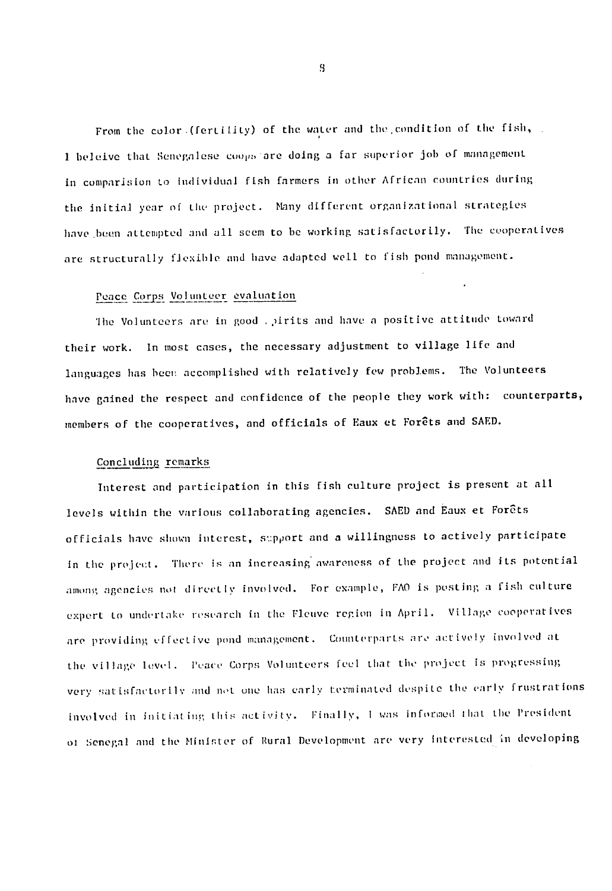From the color (fertility) of the water and the condition of the fish, I beleive that Senegalese coops are doing a far superior job of management in comparision to individual fish farmers in other African countries during the initial year of the project. Many different organizational strategies have been attempted and all seem to be working satisfactorily. The cooperatives are structurally flexible and have adapted well to fish pond management.

Peace Corps Volunteer evaluation

The Volunteers are in good spirits and have a positive attitude toward their work. In most cases, the necessary adjustment to village life and languages has been accomplished with relatively few problems. The Volunteers have gained the respect and confidence of the people they work with: counterparts, members of the cooperatives, and officials of Eaux et Forêts and SAED.

Concluding remarks

Interest and participation in this fish culture project is present at all levels within the various collaborating agencies. SAED and Eaux et Forêts officials have shown interest, support and a willingness to actively participate in the project. There is an increasing awareness of the project and its potential among agencies not directly involved. For example, FAO is posting a fish culture expert to undertake research in the Fleuve region in April. Village cooperatives are providing effective pond management. Counterparts are actively involved at the village level. Peace Corps Volunteers feel that the project is progressing very satisfactorily and not one has early terminated despite the early frustrations involved in initiating this activity. Finally, I was informed that the President of Senegal and the Minister of Rural Development are very interested in developing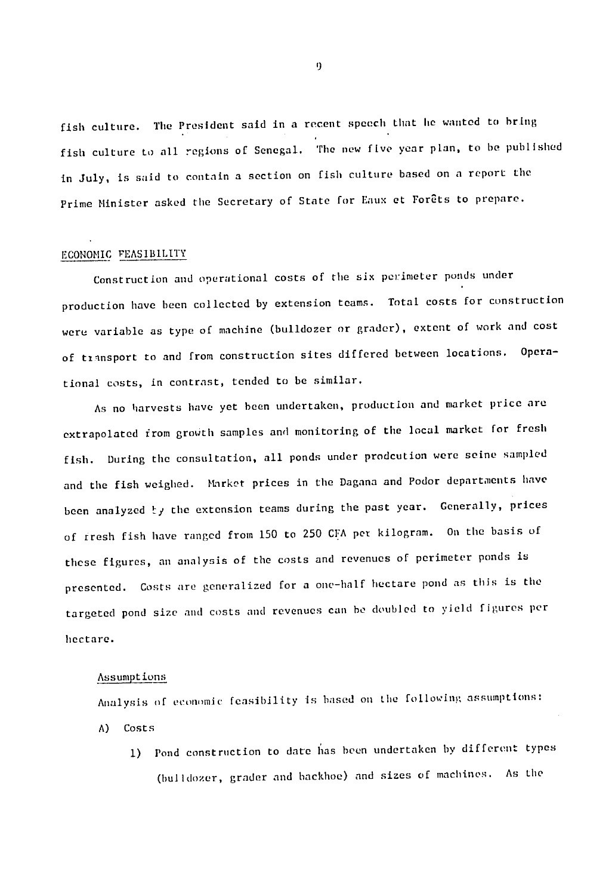fish culture. The President said in a recent speech that he wanted to bring fish culture to all regions of Senegal. The new five year plan, to be published in July, is said to contain a section on fish culture based on a report the Prime Minister asked the Secretary of State for Eaux et Forêts to prepare.

## ECONOMIC FEASIBILITY

Construction and operational costs of the six perimeter ponds under production have been collected by extension teams. Total costs for construction were variable as type of machine (bulldozer or grader), extent of work and cost of transport to and from construction sites differed between locations. Operational costs, in contrast, tended to be similar.

As no harvests have yet been undertaken, production and market price are extrapolated from growth samples and monitoring of the local market for fresh fish. During the consultation, all ponds under prodcution were seine sampled and the fish weighed. Market prices in the Dagana and Podor departments have been analyzed by the extension teams during the past year. Generally, prices of fresh fish have ranged from 150 to 250 CFA per kilogram. On the basis of these figures, an analysis of the costs and revenues of perimeter ponds is presented. Costs are generalized for a one-half hectare pond as this is the targeted pond size and costs and revenues can be doubled to yield figures per hectare.

### Assumptions

Analysis of economic feasibility is based on the following assumptions:

A) Costs

1) Pond construction to date has been undertaken by different types (bulldozer, grader and backhoe) and sizes of machines. As the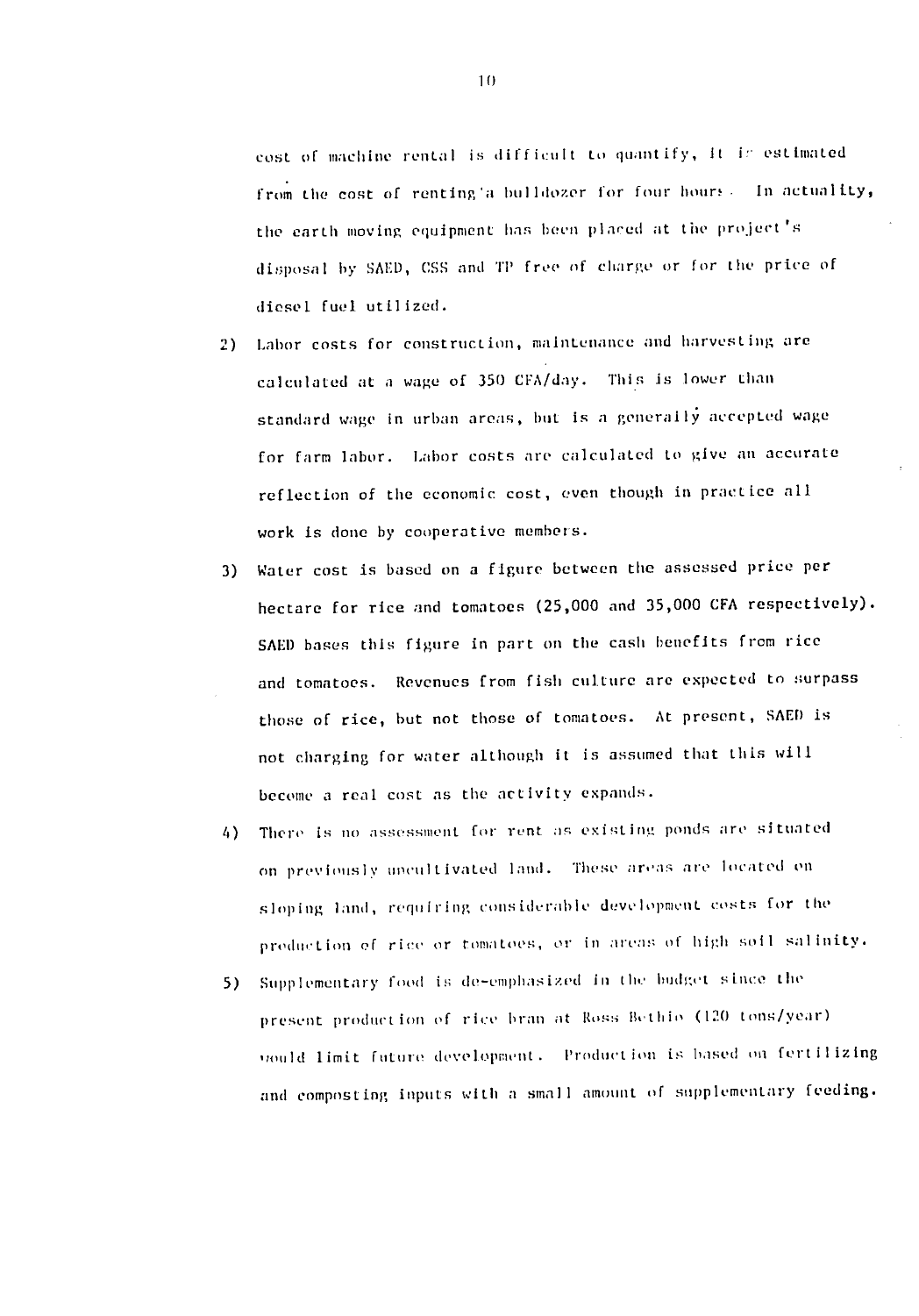cost of machine rental is difficult to quantify, it is estimated from the cost of renting a bulldozer for four hours. In actuality, the earth moving equipment has been placed at the project's disposal by SAED, CSS and TP free of charge or for the price of diesel fuel utilized.

2) Labor costs for construction, maintenance and harvesting are calculated at a wage of 350 CFA/day. This is lower than standard wage in urban areas, but is a generally accepted wage for farm labor. Labor costs are calculated to give an accurate reflection of the economic cost, even though in practice all work is done by cooperative members.

3) Water cost is based on a figure between the assessed price per hectare for rice and tomatoes (25,000 and 35,000 CFA respectively). SAED bases this figure in part on the cash benefits from rice and tomatoes. Revenues from fish culture are expected to surpass those of rice, but not those of tomatoes. At present, SAED is not charging for water although it is assumed that this will become a real cost as the activity expands.

4) There is no assessment for rent as existing ponds are situated on previously uncultivated land. These areas are located on sloping land, requiring considerable development costs for the production of rice or tomatoes, or in areas of high soil salinity.

5) Supplementary food is de-emphasized in the budget since the present production of rice bran at Ross Bethio (120 tons/year) would limit future development. Production is based on fertilizing and composting inputs with a small amount of supplementary feeding.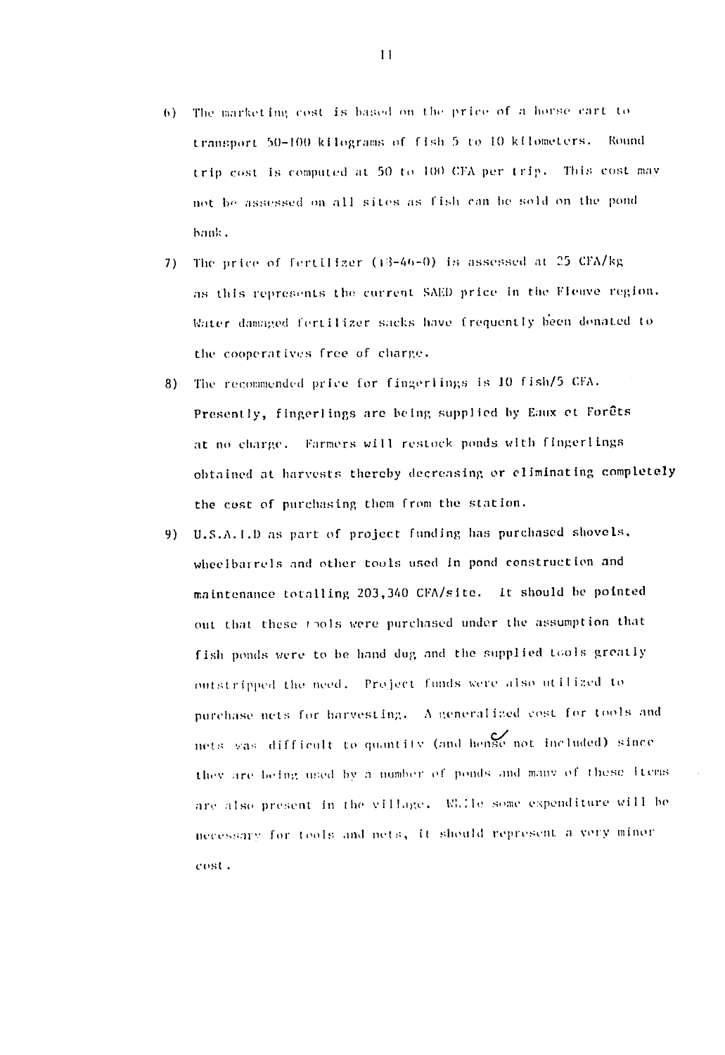6) The marketing cost is based on the price of a horse cart to transport 50-100 kilograms of fish 5 to 10 kilometers. Round trip cost is computed at 50 to 100 CFA per trip. This cost may not be assessed on all sites as fish can be sold on the pond bank.

7) The price of fertilizer (18-46-0) is assessed at 25 CFA/kg as this represents the current SAED price in the Fleuve region. Water damaged fertilizer sacks have frequently been donated to the cooperatives free of charge.

8) The recommended price for fingerlings is 10 fish/5 CFA. Presently, fingerlings are being supplied by Eaux et Forêts at no charge. Farmers will restock ponds with fingerlings obtained at harvests thereby decreasing or eliminating completely the cost of purchasing them from the station.

9) U.S.A.I.D as part of project funding has purchased shovels, wheelbarrels and other tools used in pond construction and maintenance totalling 203,340 CFA/site. It should be pointed out that these tools were purchased under the assumption that fish ponds were to be hand dug and the supplied tools greatly outstripped the need. Project funds were also utilized to purchase nets for harvesting. A generalized cost for tools and nets was difficult to quantify (and hence not included) since they are being used by a number of ponds and many of these items are also present in the village. While some expenditure will be necessary for tools and nets, it should represent a very minor cost.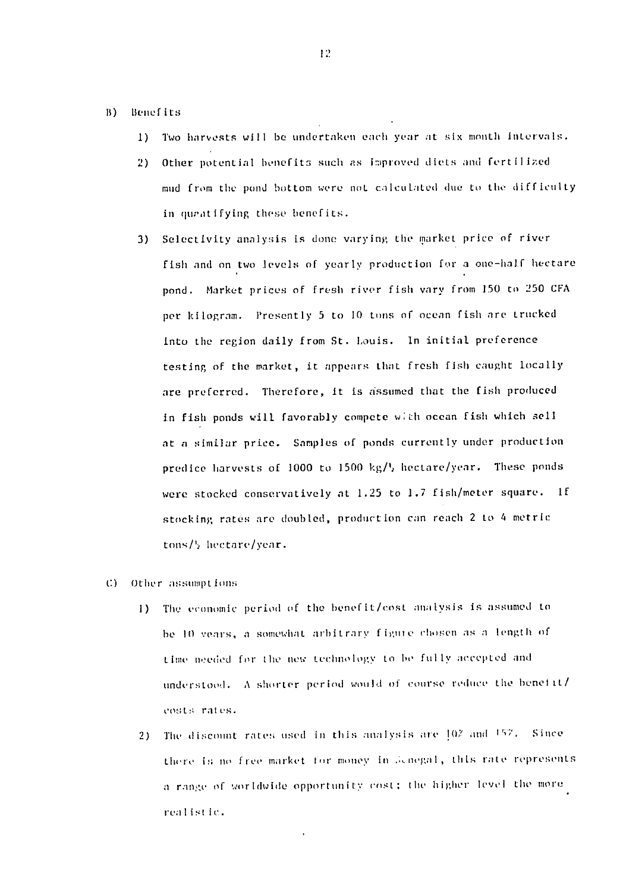B) Benefits

1) Two harvests will be undertaken each year at six month intervals.

2) Other potential benefits such as improved diets and fertilized mud from the pond bottom were not calculated due to the difficulty in quantifying these benefits.

3) Selectivity analysis is done varying the market price of river fish and on two levels of yearly production for a one-half hectare pond. Market prices of fresh river fish vary from 150 to 250 CFA per kilogram. Presently 5 to 10 tons of ocean fish are trucked into the region daily from St. Louis. In initial preference testing of the market, it appears that fresh fish caught locally are preferred. Therefore, it is assumed that the fish produced in fish ponds will favorably compete with ocean fish which sell at a similar price. Samples of ponds currently under production predice harvests of 1000 to 1500 kg/½ hectare/year. These ponds were stocked conservatively at 1.25 to 1.7 fish/meter square. If stocking rates are doubled, production can reach 2 to 4 metric tons/½ hectare/year.

C) Other assumptions

1) The economic period of the benefit/cost analysis is assumed to be 10 years, a somewhat arbitrary figure chosen as a length of time needed for the new technology to be fully accepted and understood. A shorter period would of course reduce the benefit/costs rates.

2) The discount rates used in this analysis are 10% and 15%. Since there is no free market for money in Senegal, this rate represents a range of worldwide opportunity cost; the higher level the more realistic.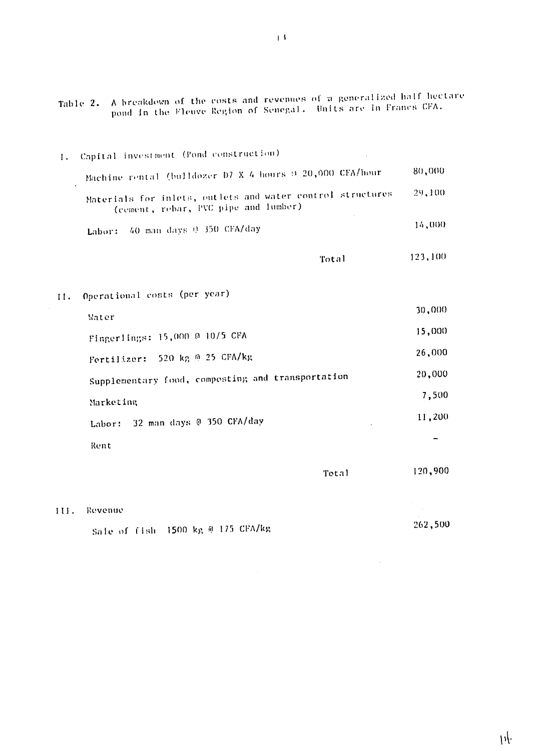Table 2. A breakdown of the costs and revenues of a generalized half hectare pond in the Fleuve Region of Senegal. Units are in Francs CFA.

| | |
|---|---|
| **I. Capital investment (Pond construction)** | |
| Machine rental (bulldozer D7 X 4 hours @ 20,000 CFA/hour | 80,000 |
| Materials for inlets, outlets and water control structures (cement, rebar, PVC pipe and lumber) | 29,100 |
| Labor: 40 man days @ 350 CFA/day | 14,000 |
| Total | 123,100 |
| **II. Operational costs (per year)** | |
| Water | 30,000 |
| Fingerlings: 15,000 @ 10/5 CFA | 15,000 |
| Fertilizer: 520 kg @ 25 CFA/kg | 26,000 |
| Supplementary food, composting and transportation | 20,000 |
| Marketing | 7,500 |
| Labor: 32 man days @ 350 CFA/day | 11,200 |
| Rent | - |
| Total | 120,900 |
| **III. Revenue** | |
| Sale of fish 1500 kg @ 175 CFA/kg | 262,500 |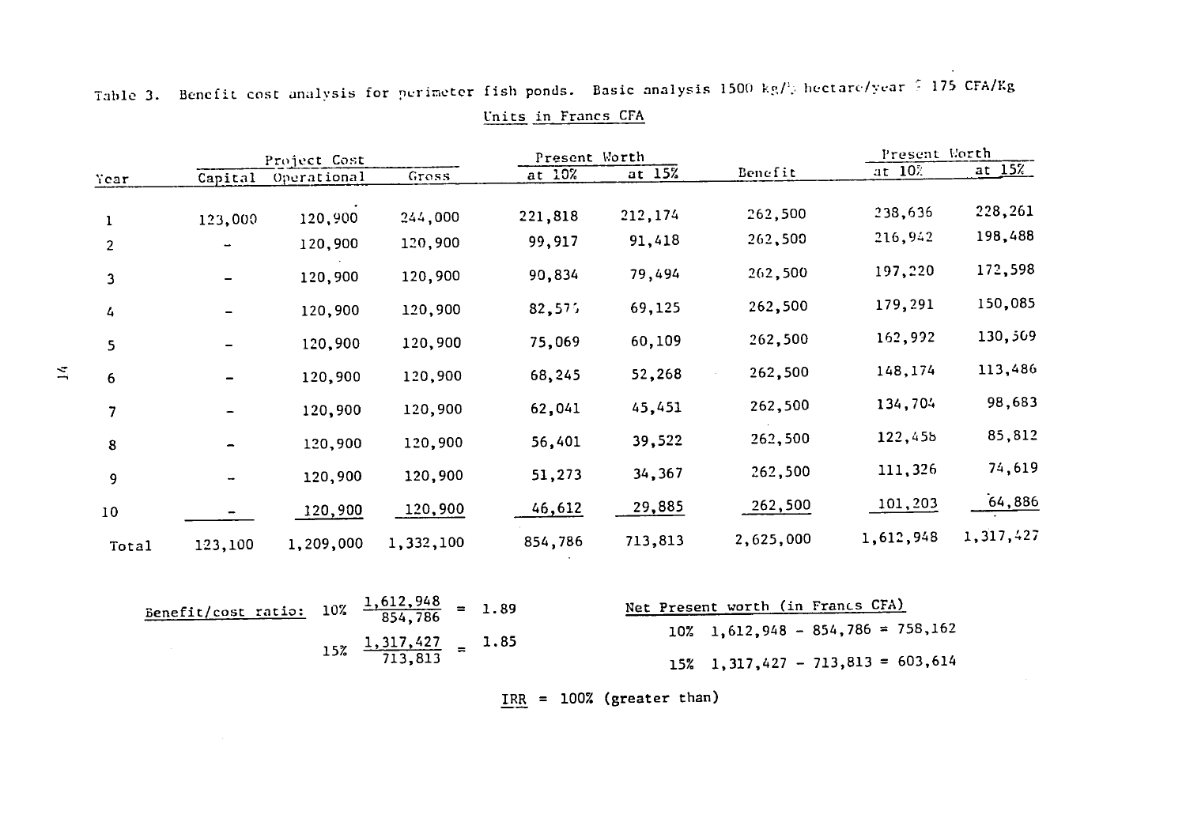Table 3. Benefit cost analysis for perimeter fish ponds. Basic analysis 1500 kg/½ hectare/year @ 175 CFA/Kg

Units in Francs CFA

| Year | Project Cost | | | Present Worth | | Benefit | Present Worth | |
|---|---|---|---|---|---|---|---|---|
| | Capital | Operational | Gross | at 10% | at 15% | | at 10% | at 15% |
| 1 | 123,000 | 120,900 | 244,000 | 221,818 | 212,174 | 262,500 | 238,636 | 228,261 |
| 2 | – | 120,900 | 120,900 | 99,917 | 91,418 | 262,500 | 216,942 | 198,488 |
| 3 | – | 120,900 | 120,900 | 90,834 | 79,494 | 262,500 | 197,220 | 172,598 |
| 4 | – | 120,900 | 120,900 | 82,577 | 69,125 | 262,500 | 179,291 | 150,085 |
| 5 | – | 120,900 | 120,900 | 75,069 | 60,109 | 262,500 | 162,992 | 130,509 |
| 6 | – | 120,900 | 120,900 | 68,245 | 52,268 | 262,500 | 148,174 | 113,486 |
| 7 | – | 120,900 | 120,900 | 62,041 | 45,451 | 262,500 | 134,704 | 98,683 |
| 8 | – | 120,900 | 120,900 | 56,401 | 39,522 | 262,500 | 122,456 | 85,812 |
| 9 | – | 120,900 | 120,900 | 51,273 | 34,367 | 262,500 | 111,326 | 74,619 |
| 10 | – | 120,900 | 120,900 | 46,612 | 29,885 | 262,500 | 101,203 | 64,886 |
| Total | 123,100 | 1,209,000 | 1,332,100 | 854,786 | 713,813 | 2,625,000 | 1,612,948 | 1,317,427 |

Benefit/cost ratio:

10% $\frac{1,612,948}{854,786} = 1.89$

15% $\frac{1,317,427}{713,813} = 1.85$

Net Present worth (in Francs CFA)

10% 1,612,948 – 854,786 = 758,162

15% 1,317,427 – 713,813 = 603,614

IRR = 100% (greater than)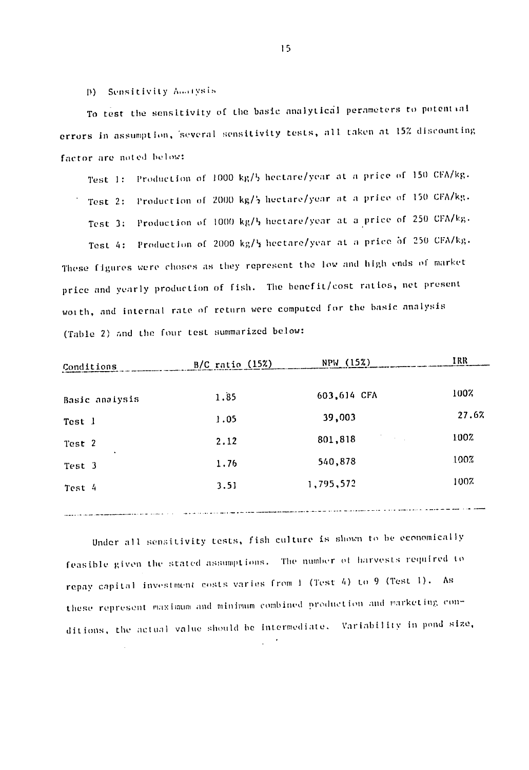D) Sensitivity Analysis

To test the sensitivity of the basic analytical perameters to potential errors in assumption, several sensitivity tests, all taken at 15% discounting factor are noted below:

Test 1: Production of 1000 kg/½ hectare/year at a price of 150 CFA/kg.

Test 2: Production of 2000 kg/½ hectare/year at a price of 150 CFA/kg.

Test 3: Production of 1000 kg/½ hectare/year at a price of 250 CFA/kg.

Test 4: Production of 2000 kg/½ hectare/year at a price of 250 CFA/kg.

These figures were choses as they represent the low and high ends of market price and yearly production of fish. The benefit/cost ratios, net present worth, and internal rate of return were computed for the basic analysis (Table 2) and the four test summarized below:

| Conditions | B/C ratio (15%) | NPW (15%) | IRR |
|---|---|---|---|
| Basic analysis | 1.85 | 603,614 CFA | 100% |
| Test 1 | 1.05 | 39,003 | 27.6% |
| Test 2 | 2.12 | 801,818 | 100% |
| Test 3 | 1.76 | 540,878 | 100% |
| Test 4 | 3.51 | 1,795,572 | 100% |

Under all sensitivity tests, fish culture is shown to be economically feasible given the stated assumptions. The number of harvests required to repay capital investment costs varies from 1 (Test 4) to 9 (Test 1). As these represent maximum and minimum combined production and marketing conditions, the actual value should be intermediate. Variability in pond size,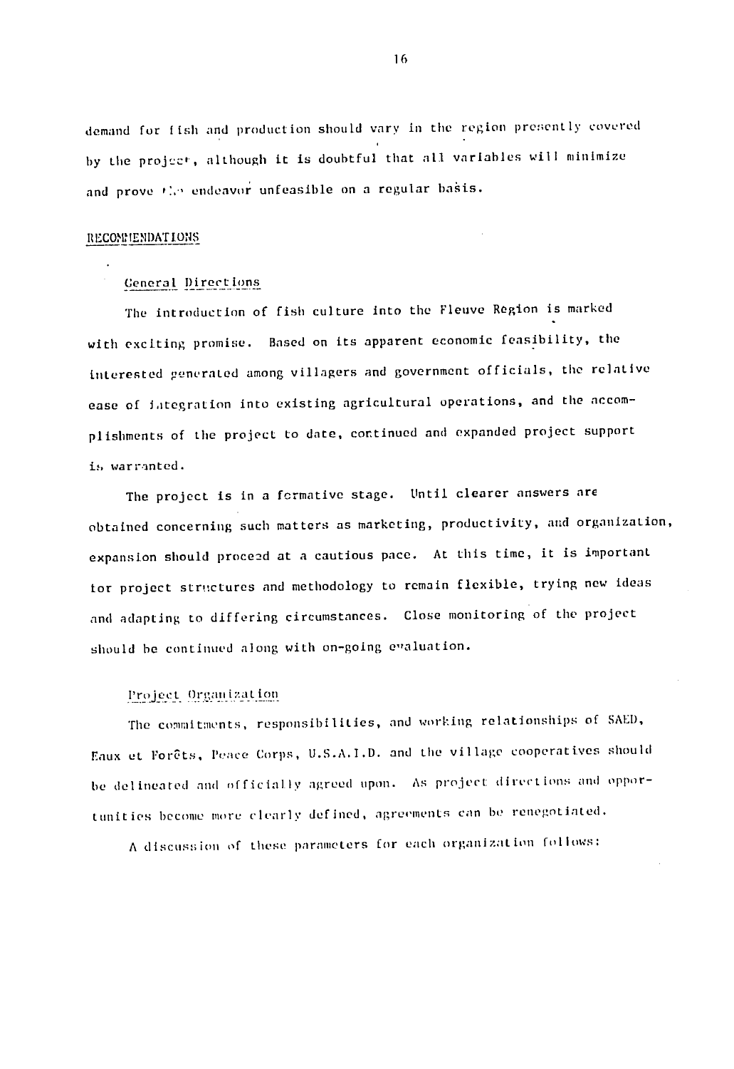demand for fish and production should vary in the region presently covered by the project, although it is doubtful that all variables will minimize and prove the endeavor unfeasible on a regular basis.

## RECOMMENDATIONS

### General Directions

The introduction of fish culture into the Fleuve Region is marked with exciting promise. Based on its apparent economic feasibility, the interested generated among villagers and government officials, the relative ease of integration into existing agricultural operations, and the accomplishments of the project to date, continued and expanded project support is warranted.

The project is in a formative stage. Until clearer answers are obtained concerning such matters as marketing, productivity, and organization, expansion should proceed at a cautious pace. At this time, it is important for project structures and methodology to remain flexible, trying new ideas and adapting to differing circumstances. Close monitoring of the project should be continued along with on-going evaluation.

### Project Organization

The commitments, responsibilities, and working relationships of SAED, Eaux et Forêts, Peace Corps, U.S.A.I.D. and the village cooperatives should be delineated and officially agreed upon. As project directions and opportunities become more clearly defined, agreements can be renegotiated.

A discussion of these parameters for each organization follows: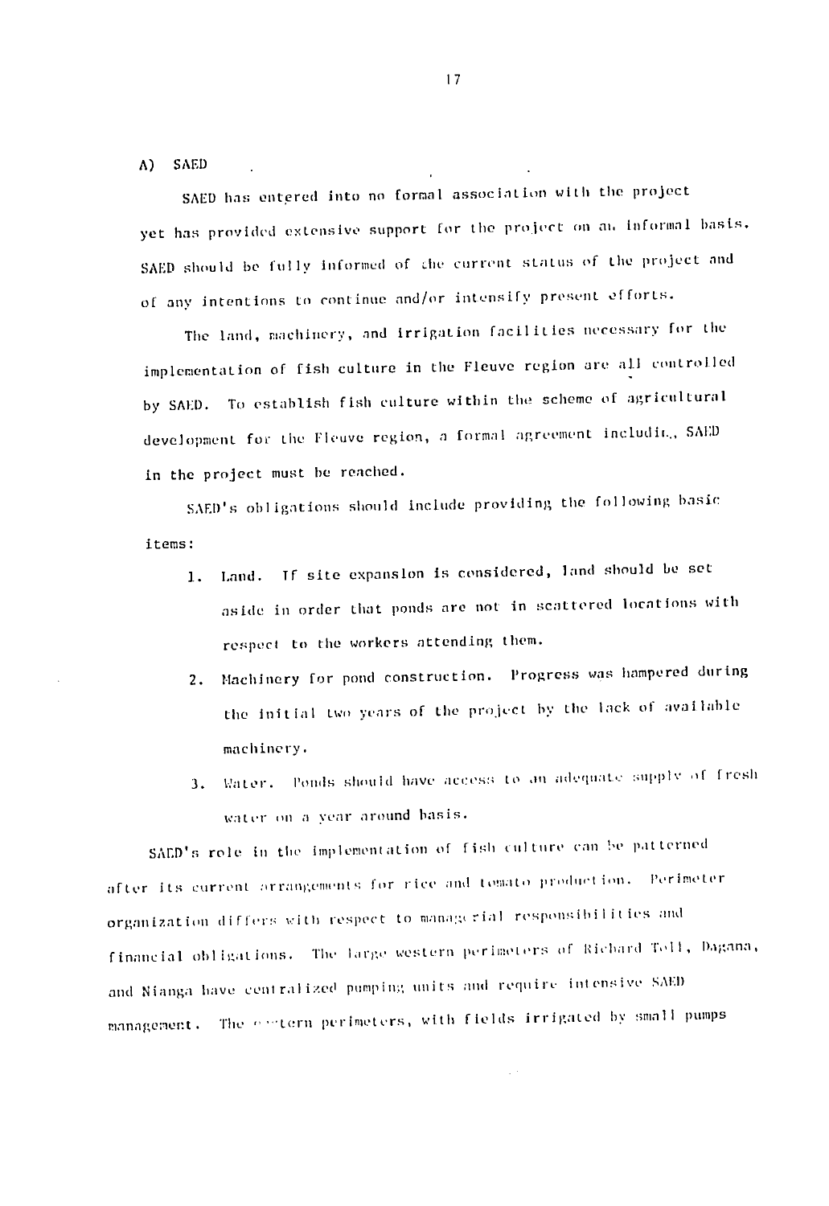A) SAED

SAED has entered into no formal association with the project yet has provided extensive support for the project on an informal basis. SAED should be fully informed of the current status of the project and of any intentions to continue and/or intensify present efforts.

The land, machinery, and irrigation facilities necessary for the implementation of fish culture in the Fleuve region are all controlled by SAED. To establish fish culture within the scheme of agricultural development for the Fleuve region, a formal agreement including SAED in the project must be reached.

SAED's obligations should include providing the following basic items:

1. Land. If site expansion is considered, land should be set aside in order that ponds are not in scattered locations with respect to the workers attending them.
2. Machinery for pond construction. Progress was hampered during the initial two years of the project by the lack of available machinery.
3. Water. Ponds should have access to an adequate supply of fresh water on a year around basis.

SAED's role in the implementation of fish culture can be patterned after its current arrangements for rice and tomato production. Perimeter organization differs with respect to managerial responsibilities and financial obligations. The large western perimeters of Richard Toll, Dagana, and Nianga have centralized pumping units and require intensive SAED management. The eastern perimeters, with fields irrigated by small pumps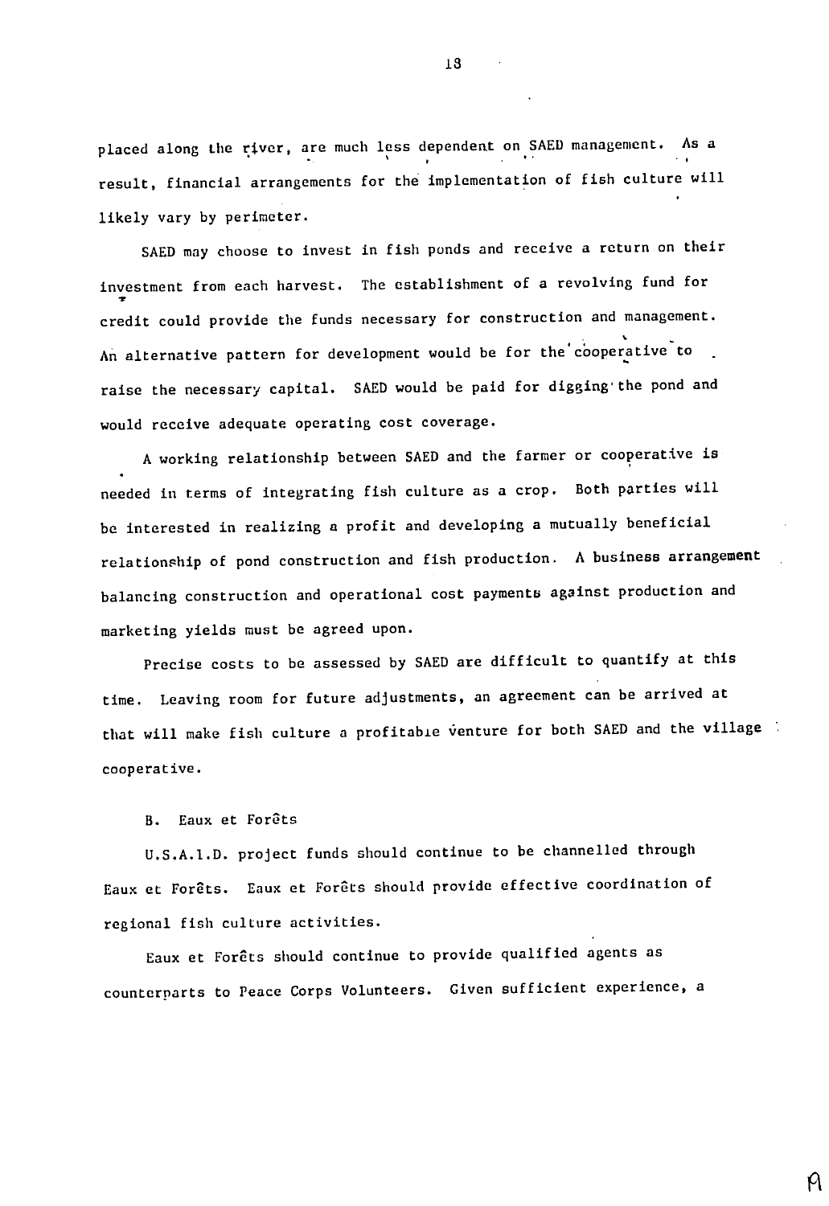placed along the river, are much less dependent on SAED management. As a result, financial arrangements for the implementation of fish culture will likely vary by perimeter.

SAED may choose to invest in fish ponds and receive a return on their investment from each harvest. The establishment of a revolving fund for credit could provide the funds necessary for construction and management. An alternative pattern for development would be for the cooperative to raise the necessary capital. SAED would be paid for digging the pond and would receive adequate operating cost coverage.

A working relationship between SAED and the farmer or cooperative is needed in terms of integrating fish culture as a crop. Both parties will be interested in realizing a profit and developing a mutually beneficial relationship of pond construction and fish production. A business arrangement balancing construction and operational cost payments against production and marketing yields must be agreed upon.

Precise costs to be assessed by SAED are difficult to quantify at this time. Leaving room for future adjustments, an agreement can be arrived at that will make fish culture a profitable venture for both SAED and the village cooperative.

B. Eaux et Forêts

U.S.A.I.D. project funds should continue to be channelled through Eaux et Forêts. Eaux et Forêts should provide effective coordination of regional fish culture activities.

Eaux et Forêts should continue to provide qualified agents as counterparts to Peace Corps Volunteers. Given sufficient experience, a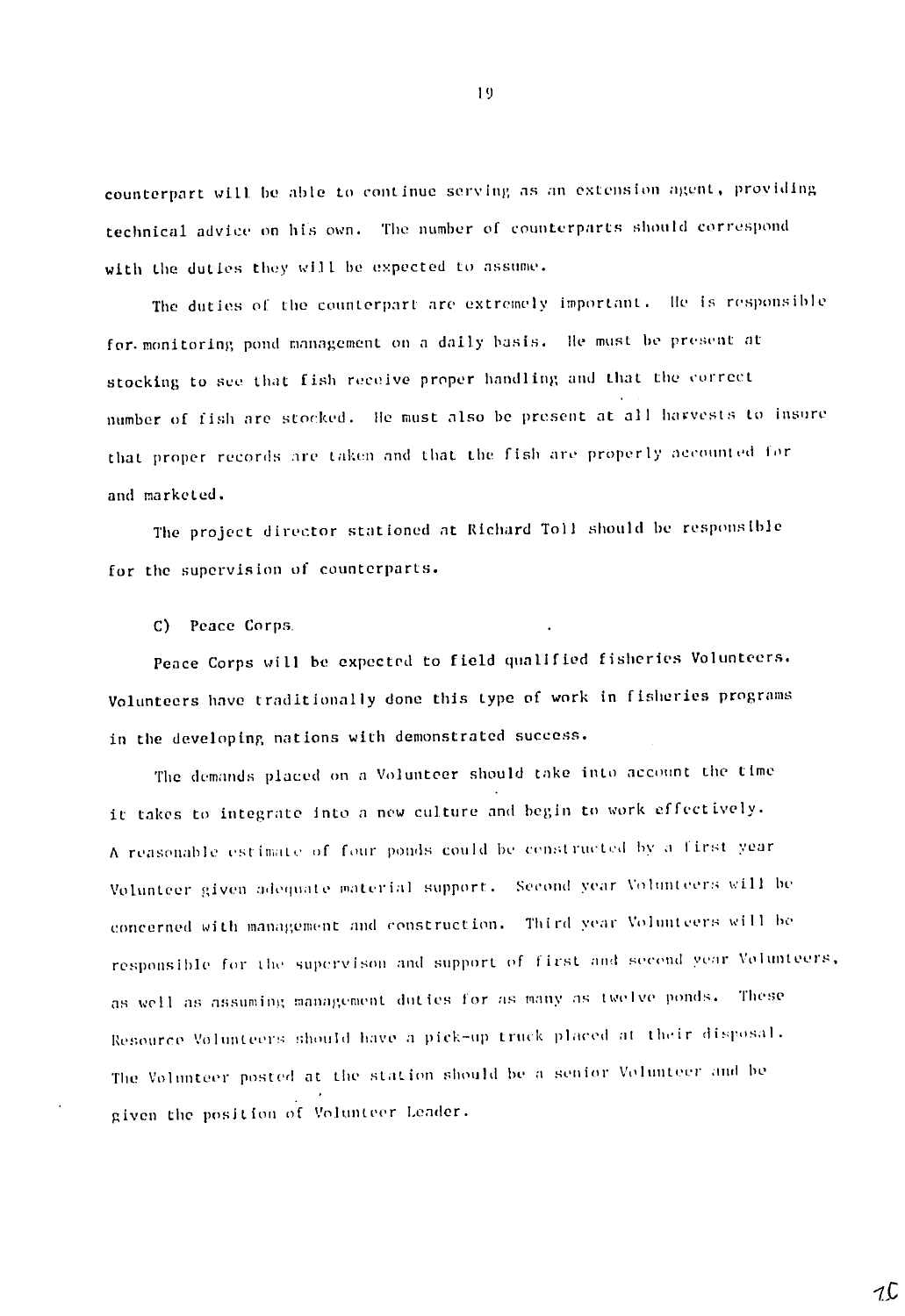counterpart will be able to continue serving as an extension agent, providing technical advice on his own. The number of counterparts should correspond with the duties they will be expected to assume.

The duties of the counterpart are extremely important. He is responsible for monitoring pond management on a daily basis. He must be present at stocking to see that fish receive proper handling and that the correct number of fish are stocked. He must also be present at all harvests to insure that proper records are taken and that the fish are properly accounted for and marketed.

The project director stationed at Richard Toll should be responsible for the supervision of counterparts.

C) Peace Corps

Peace Corps will be expected to field qualified fisheries Volunteers. Volunteers have traditionally done this type of work in fisheries programs in the developing nations with demonstrated success.

The demands placed on a Volunteer should take into account the time it takes to integrate into a new culture and begin to work effectively. A reasonable estimate of four ponds could be constructed by a first year Volunteer given adequate material support. Second year Volunteers will be concerned with management and construction. Third year Volunteers will be responsible for the supervison and support of first and second year Volunteers, as well as assuming management duties for as many as twelve ponds. These Resource Volunteers should have a pick-up truck placed at their disposal. The Volunteer posted at the station should be a senior Volunteer and be given the position of Volunteer Leader.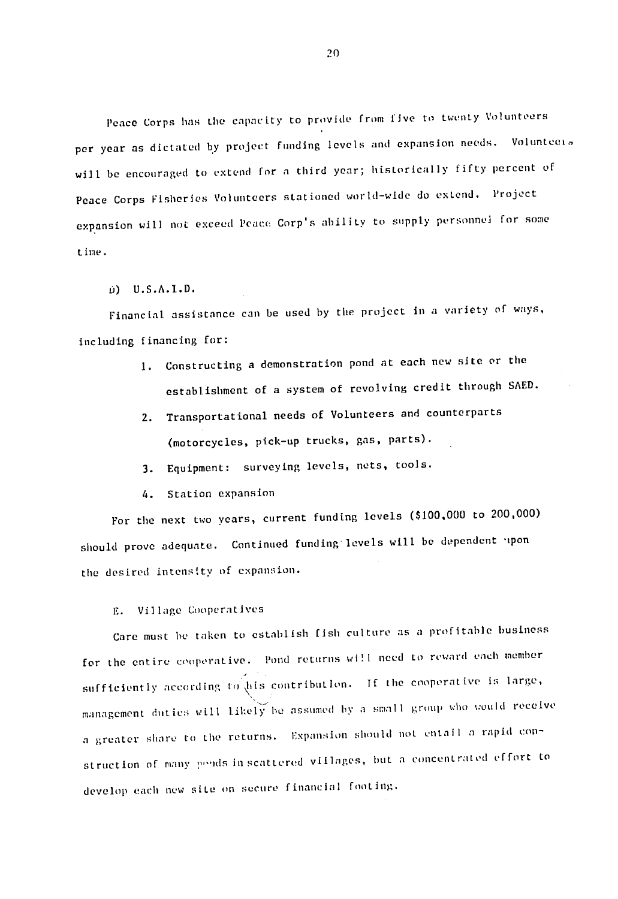Peace Corps has the capacity to provide from five to twenty Volunteers per year as dictated by project funding levels and expansion needs. Volunteers will be encouraged to extend for a third year; historically fifty percent of Peace Corps Fisheries Volunteers stationed world-wide do extend. Project expansion will not exceed Peace Corp's ability to supply personnel for some time.

D) U.S.A.I.D.

Financial assistance can be used by the project in a variety of ways, including financing for:

1. Constructing a demonstration pond at each new site or the establishment of a system of revolving credit through SAED.
2. Transportational needs of Volunteers and counterparts (motorcycles, pick-up trucks, gas, parts).
3. Equipment: surveying levels, nets, tools.
4. Station expansion

For the next two years, current funding levels ($100,000 to 200,000) should prove adequate. Continued funding levels will be dependent upon the desired intensity of expansion.

E. Village Cooperatives

Care must be taken to establish fish culture as a profitable business for the entire cooperative. Pond returns will need to reward each member sufficiently according to his contribution. If the cooperative is large, management duties will likely be assumed by a small group who would receive a greater share to the returns. Expansion should not entail a rapid construction of many ponds in scattered villages, but a concentrated effort to develop each new site on secure financial footing.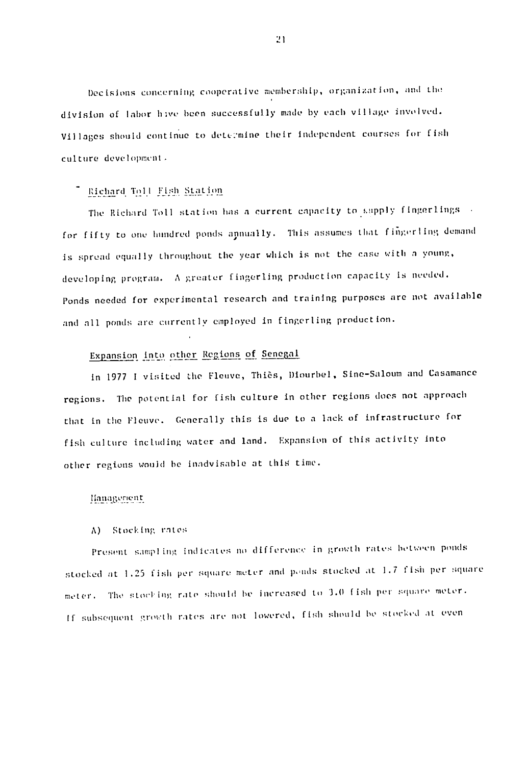Decisions concerning cooperative membership, organization, and the division of labor have been successfully made by each village involved. Villages should continue to determine their independent courses for fish culture development.

### Richard Toll Fish Station

The Richard Toll station has a current capacity to supply fingerlings for fifty to one hundred ponds annually. This assumes that fingerling demand is spread equally throughout the year which is not the case with a young, developing program. A greater fingerling production capacity is needed. Ponds needed for experimental research and training purposes are not available and all ponds are currently employed in fingerling production.

### Expansion into other Regions of Senegal

In 1977 I visited the Fleuve, Thiès, Diourbel, Sine-Saloum and Casamance regions. The potential for fish culture in other regions does not approach that in the Fleuve. Generally this is due to a lack of infrastructure for fish culture including water and land. Expansion of this activity into other regions would be inadvisable at this time.

### Management

A) Stocking rates

Present sampling indicates no difference in growth rates between ponds stocked at 1.25 fish per square meter and ponds stocked at 1.7 fish per square meter. The stocking rate should be increased to 3.0 fish per square meter. If subsequent growth rates are not lowered, fish should be stocked at even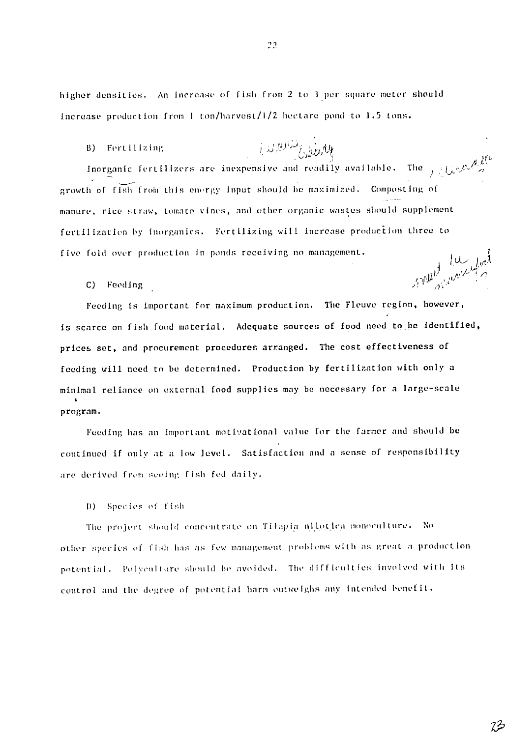higher densities. An increase of fish from 2 to 3 per square meter should increase production from 1 ton/harvest/1/2 hectare pond to 1.5 tons.

B) Fertilizing

Inorganic fertilizers are inexpensive and readily available. The growth of fish from this energy input should be maximized. Composting of manure, rice straw, tomato vines, and other organic wastes should supplement fertilization by inorganics. Fertilizing will increase production three to five fold over production in ponds receiving no management.

C) Feeding

Feeding is important for maximum production. The Fleuve region, however, is scarce on fish food material. Adequate sources of food need to be identified, prices set, and procurement procedures arranged. The cost effectiveness of feeding will need to be determined. Production by fertilization with only a minimal reliance on external food supplies may be necessary for a large-scale program.

Feeding has an important motivational value for the farmer and should be continued if only at a low level. Satisfaction and a sense of responsibility are derived from seeing fish fed daily.

D) Species of fish

The project should concentrate on Tilapia nilotica monoculture. No other species of fish has as few management problems with as great a production potential. Polyculture should be avoided. The difficulties involved with its control and the degree of potential harm outweighs any intended benefit.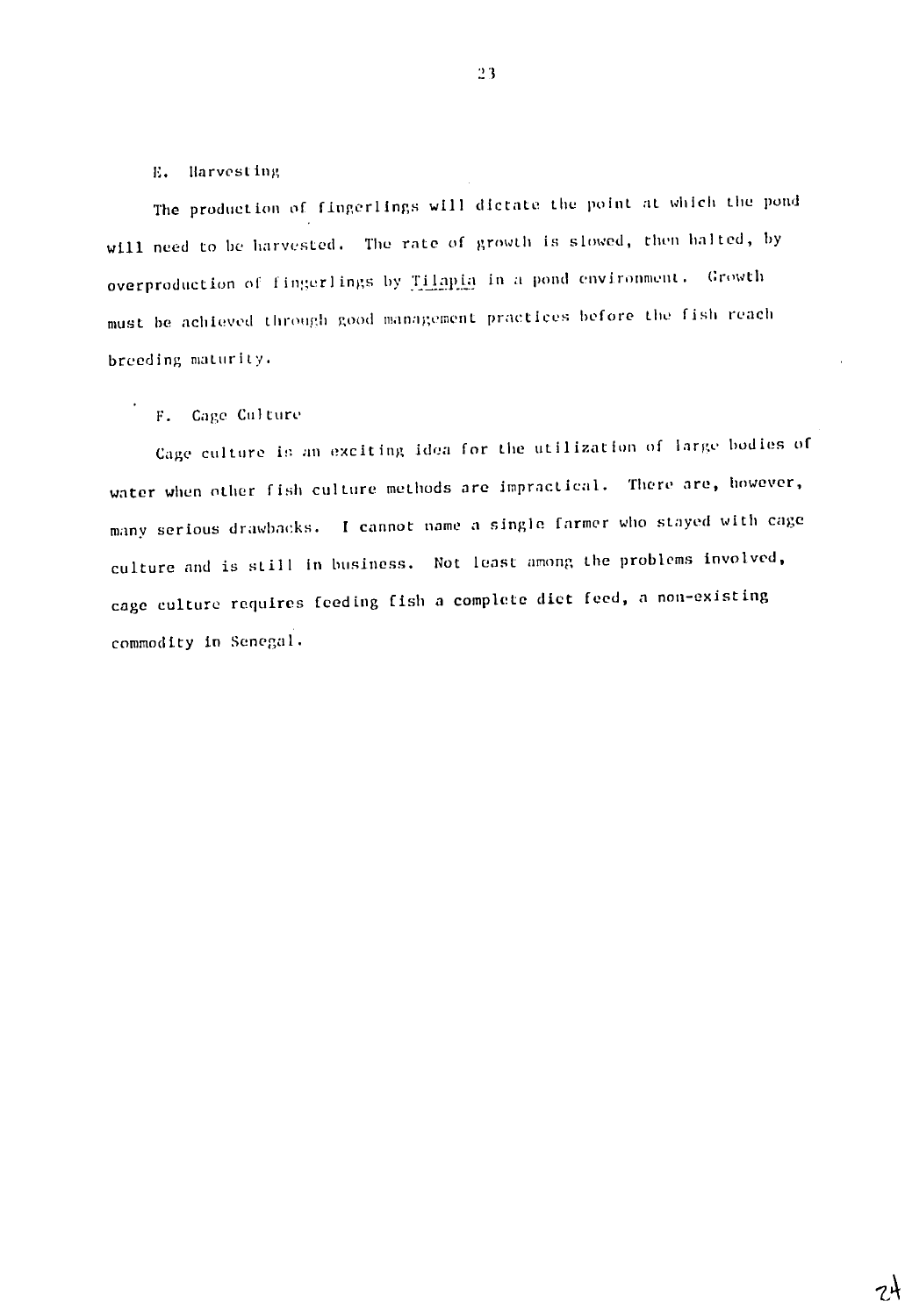## E. Harvesting

The production of fingerlings will dictate the point at which the pond will need to be harvested. The rate of growth is slowed, then halted, by overproduction of fingerlings by *Tilapia* in a pond environment. Growth must be achieved through good management practices before the fish reach breeding maturity.

## F. Cage Culture

Cage culture is an exciting idea for the utilization of large bodies of water when other fish culture methods are impractical. There are, however, many serious drawbacks. I cannot name a single farmer who stayed with cage culture and is still in business. Not least among the problems involved, cage culture requires feeding fish a complete diet feed, a non-existing commodity in Senegal.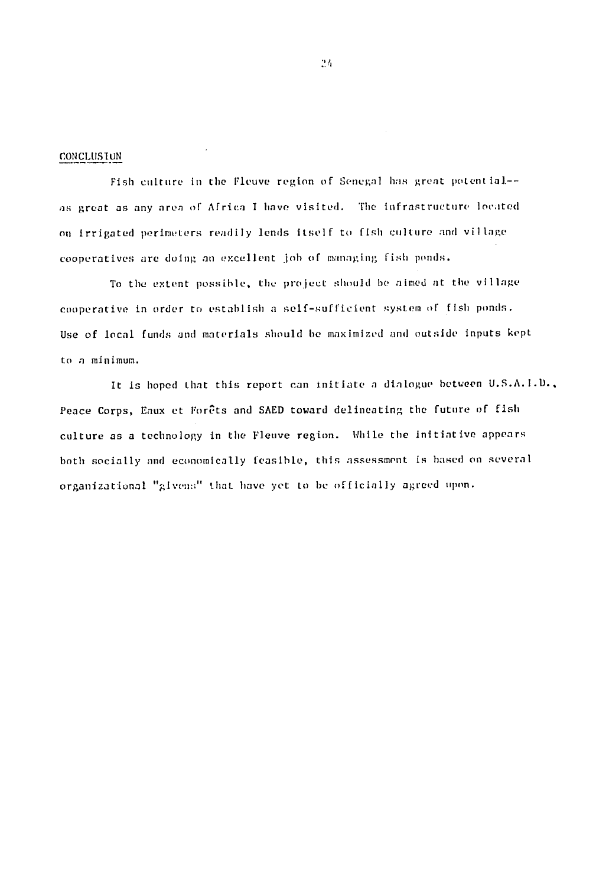## CONCLUSION

Fish culture in the Fleuve region of Senegal has great potential--as great as any area of Africa I have visited. The infrastructure located on irrigated perimeters readily lends itself to fish culture and village cooperatives are doing an excellent job of managing fish ponds.

To the extent possible, the project should be aimed at the village cooperative in order to establish a self-sufficient system of fish ponds. Use of local funds and materials should be maximized and outside inputs kept to a minimum.

It is hoped that this report can initiate a dialogue between U.S.A.I.D., Peace Corps, Eaux et Forêts and SAED toward delineating the future of fish culture as a technology in the Fleuve region. While the initiative appears both socially and economically feasible, this assessment is based on several organizational "givens" that have yet to be officially agreed upon.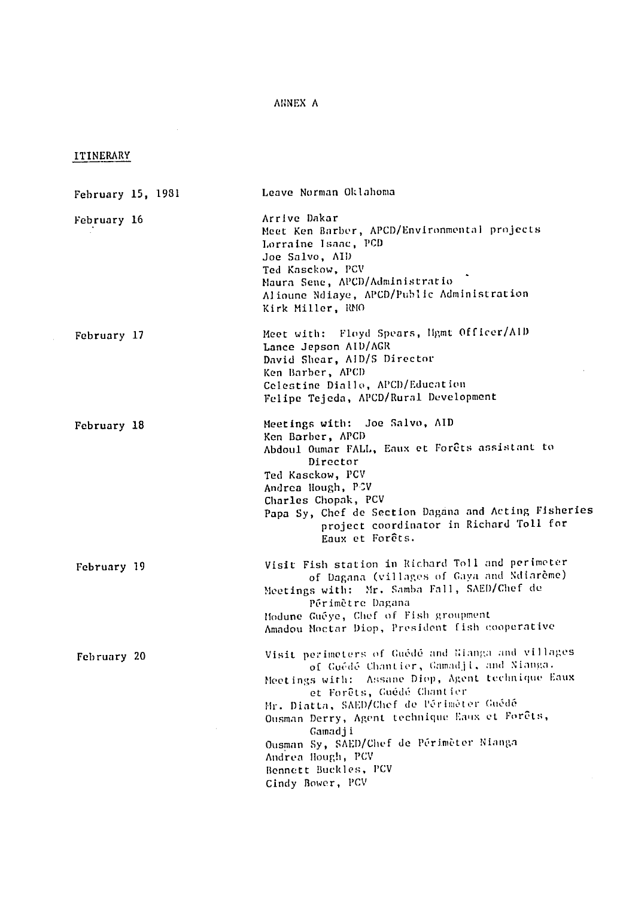# ANNEX A

## ITINERARY

| | |
|---|---|
| February 15, 1981 | Leave Norman Oklahoma |
| February 16 | Arrive Dakar<br>Meet Ken Barber, APCD/Environmental projects<br>Lorraine Isaac, PCD<br>Joe Salvo, AID<br>Ted Kasckow, PCV<br>Maura Sene, APCD/Administratio<br>Alioune Ndiaye, APCD/Public Administration<br>Kirk Miller, RMO |
| February 17 | Meet with: Floyd Spears, Mgmt Officer/AID<br>Lance Jepson AID/AGR<br>David Shear, AID/S Director<br>Ken Barber, APCD<br>Celestine Diallo, APCD/Education<br>Felipe Tejeda, APCD/Rural Development |
| February 18 | Meetings with: Joe Salvo, AID<br>Ken Barber, APCD<br>Abdoul Oumar FALL, Eaux et Forêts assistant to Director<br>Ted Kasckow, PCV<br>Andrea Hough, PCV<br>Charles Chopak, PCV<br>Papa Sy, Chef de Section Dagana and Acting Fisheries project coordinator in Richard Toll for Eaux et Forêts. |
| February 19 | Visit Fish station in Richard Toll and perimeter of Dagana (villages of Gaya and Ndiarème)<br>Meetings with: Mr. Samba Fall, SAED/Chef de Périmètre Dagana<br>Modune Guéye, Chef of Fish groupment<br>Amadou Moctar Diop, President fish cooperative |
| February 20 | Visit perimeters of Guédé and Nianga and villages of Guédé Chantier, Gamadji, and Nianga.<br>Meetings with: Assane Diop, Agent technique Eaux et Forêts, Guédé Chantier<br>Mr. Diatta, SAED/Chef de Périmèter Guédé<br>Ousman Derry, Agent technique Eaux et Forêts, Gamadji<br>Ousman Sy, SAED/Chef de Périmèter Nianga<br>Andrea Hough, PCV<br>Bennett Buckles, PCV<br>Cindy Bower, PCV |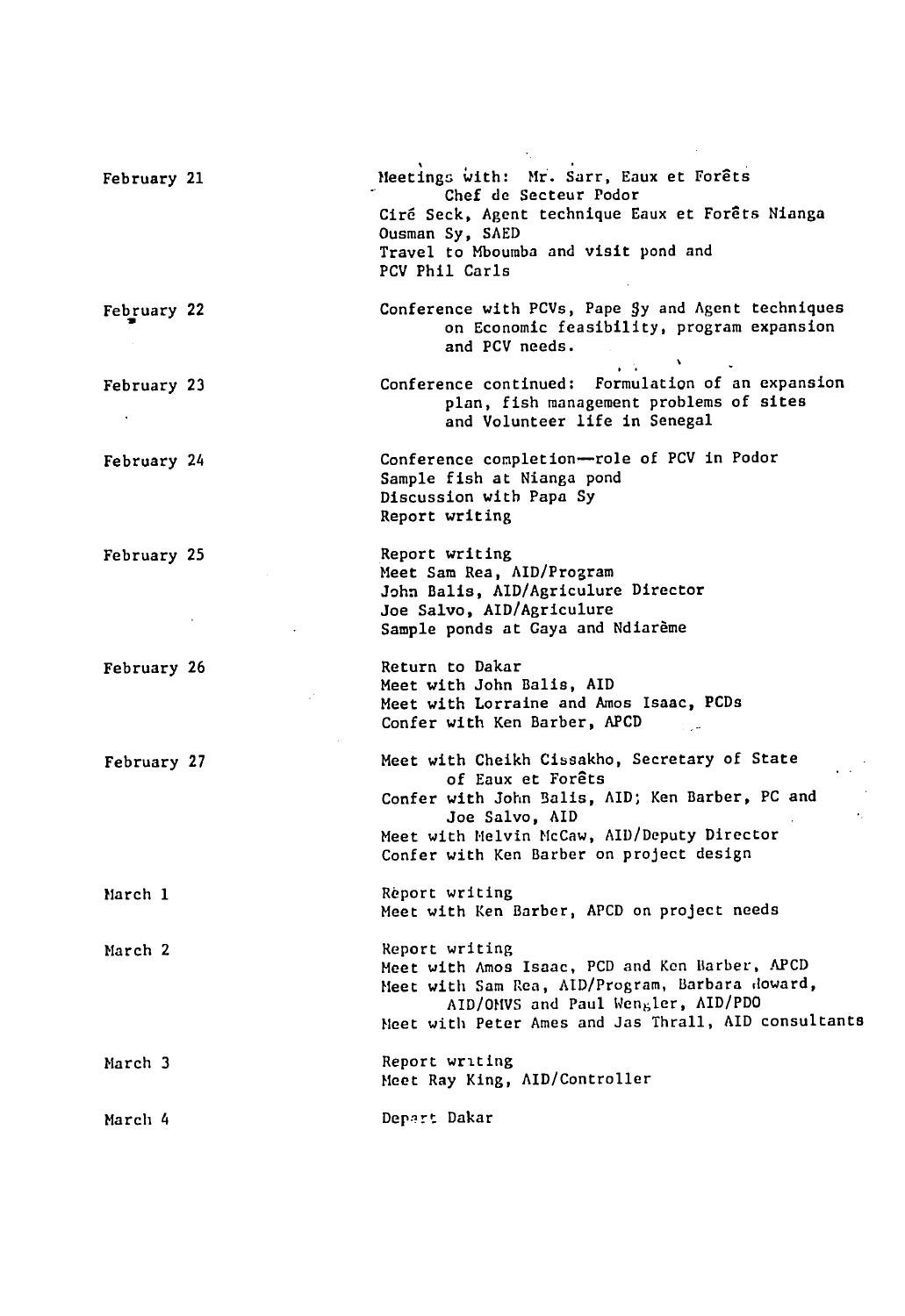| | |
|---|---|
| February 21 | Meetings with: Mr. Sarr, Eaux et Forêts Chef de Secteur Podor<br>Ciré Seck, Agent technique Eaux et Forêts Nianga<br>Ousman Sy, SAED<br>Travel to Mboumba and visit pond and PCV Phil Carls |
| February 22 | Conference with PCVs, Pape Sy and Agent techniques on Economic feasibility, program expansion and PCV needs. |
| February 23 | Conference continued: Formulation of an expansion plan, fish management problems of sites and Volunteer life in Senegal |
| February 24 | Conference completion—role of PCV in Podor<br>Sample fish at Nianga pond<br>Discussion with Papa Sy<br>Report writing |
| February 25 | Report writing<br>Meet Sam Rea, AID/Program<br>John Balis, AID/Agriculure Director<br>Joe Salvo, AID/Agriculure<br>Sample ponds at Gaya and Ndiarème |
| February 26 | Return to Dakar<br>Meet with John Balis, AID<br>Meet with Lorraine and Amos Isaac, PCDs<br>Confer with Ken Barber, APCD |
| February 27 | Meet with Cheikh Cissakho, Secretary of State of Eaux et Forêts<br>Confer with John Balis, AID; Ken Barber, PC and Joe Salvo, AID<br>Meet with Melvin McCaw, AID/Deputy Director<br>Confer with Ken Barber on project design |
| March 1 | Report writing<br>Meet with Ken Barber, APCD on project needs |
| March 2 | Report writing<br>Meet with Amos Isaac, PCD and Ken Barber, APCD<br>Meet with Sam Rea, AID/Program, Barbara Howard, AID/OMVS and Paul Wengler, AID/PDO<br>Meet with Peter Ames and Jas Thrall, AID consultants |
| March 3 | Report writing<br>Meet Ray King, AID/Controller |
| March 4 | Depart Dakar |